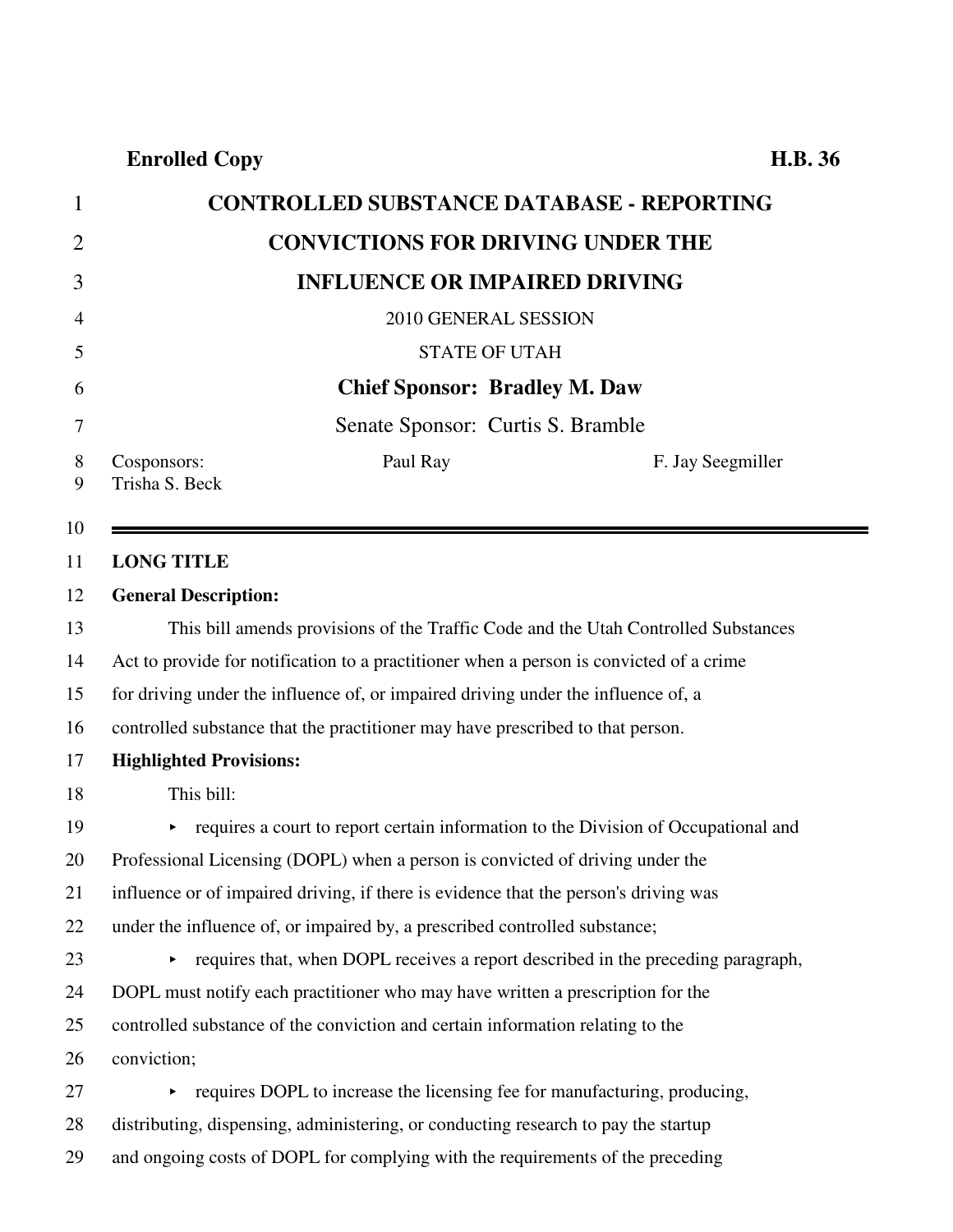**Enrolled Copy** **H.B. 36**

# CONTROLLED SUBSTANCE DATABASE - REPORTING CONVICTIONS FOR DRIVING UNDER THE INFLUENCE OR IMPAIRED DRIVING

2010 GENERAL SESSION

STATE OF UTAH

**Chief Sponsor: Bradley M. Daw**

Senate Sponsor: Curtis S. Bramble

Cosponsors: Paul Ray F. Jay Seegmiller Trisha S. Beck

---

**LONG TITLE**

**General Description:**

This bill amends provisions of the Traffic Code and the Utah Controlled Substances Act to provide for notification to a practitioner when a person is convicted of a crime for driving under the influence of, or impaired driving under the influence of, a controlled substance that the practitioner may have prescribed to that person.

**Highlighted Provisions:**

This bill:

- requires a court to report certain information to the Division of Occupational and Professional Licensing (DOPL) when a person is convicted of driving under the influence or of impaired driving, if there is evidence that the person's driving was under the influence of, or impaired by, a prescribed controlled substance;
- requires that, when DOPL receives a report described in the preceding paragraph, DOPL must notify each practitioner who may have written a prescription for the controlled substance of the conviction and certain information relating to the conviction;
- requires DOPL to increase the licensing fee for manufacturing, producing, distributing, dispensing, administering, or conducting research to pay the startup and ongoing costs of DOPL for complying with the requirements of the preceding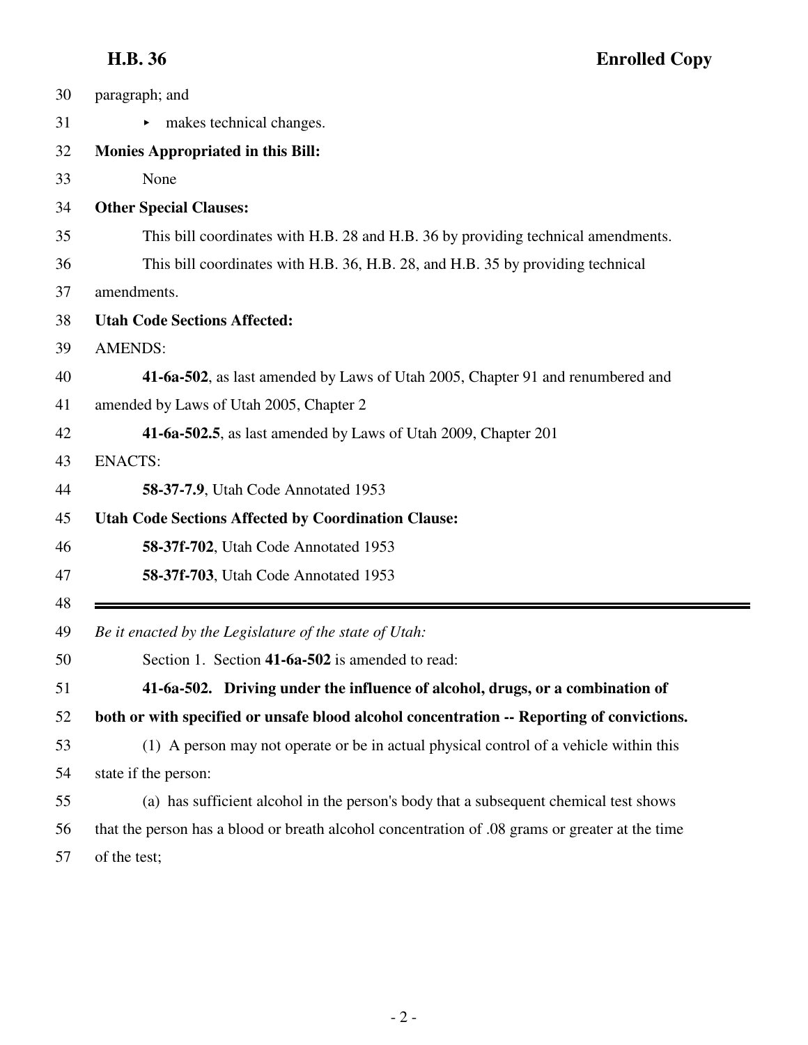paragraph; and

- makes technical changes.

**Monies Appropriated in this Bill:**

None

**Other Special Clauses:**

This bill coordinates with H.B. 28 and H.B. 36 by providing technical amendments.

This bill coordinates with H.B. 36, H.B. 28, and H.B. 35 by providing technical amendments.

**Utah Code Sections Affected:**

AMENDS:

**41-6a-502**, as last amended by Laws of Utah 2005, Chapter 91 and renumbered and amended by Laws of Utah 2005, Chapter 2

**41-6a-502.5**, as last amended by Laws of Utah 2009, Chapter 201

ENACTS:

**58-37-7.9**, Utah Code Annotated 1953

**Utah Code Sections Affected by Coordination Clause:**

**58-37f-702**, Utah Code Annotated 1953

**58-37f-703**, Utah Code Annotated 1953

---

*Be it enacted by the Legislature of the state of Utah:*

Section 1. Section **41-6a-502** is amended to read:

**41-6a-502. Driving under the influence of alcohol, drugs, or a combination of both or with specified or unsafe blood alcohol concentration -- Reporting of convictions.**

(1) A person may not operate or be in actual physical control of a vehicle within this state if the person:

(a) has sufficient alcohol in the person's body that a subsequent chemical test shows that the person has a blood or breath alcohol concentration of .08 grams or greater at the time of the test;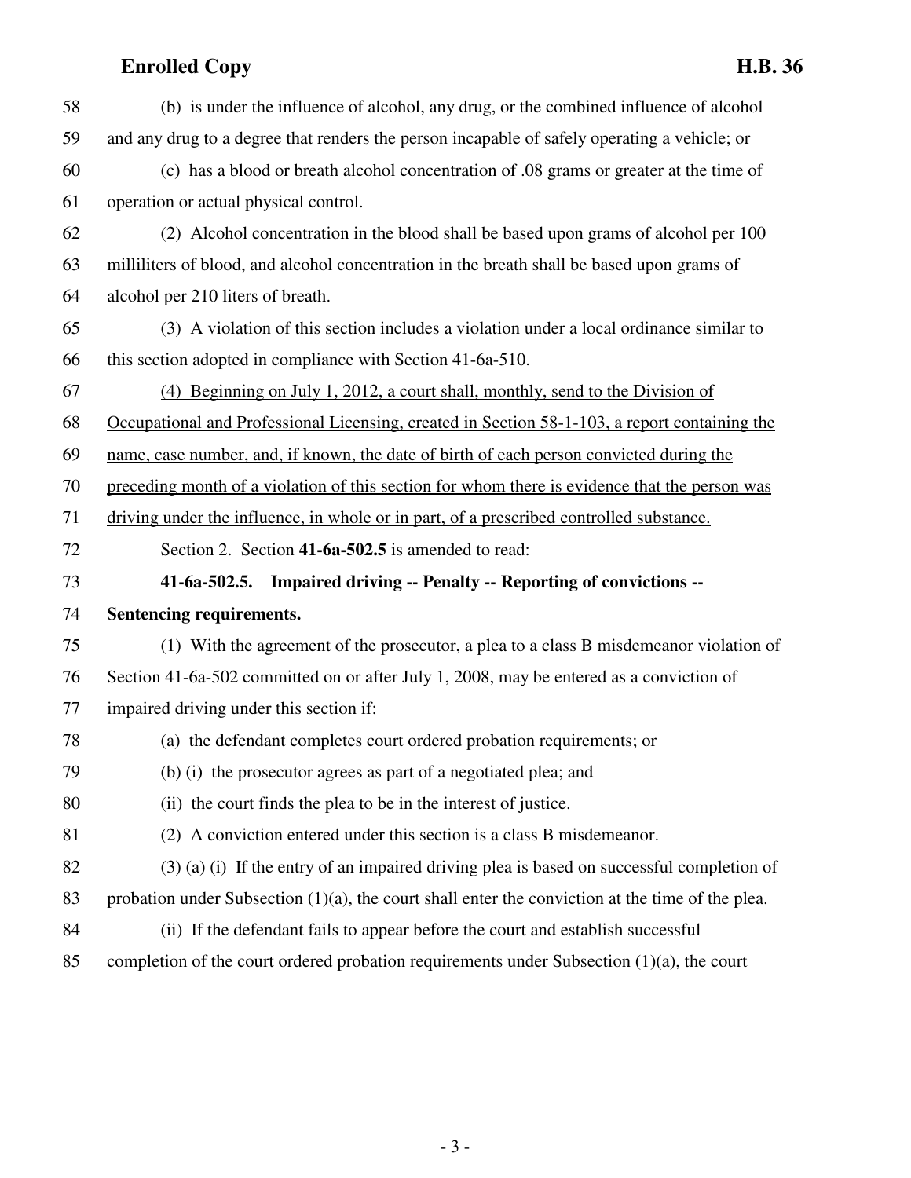(b) is under the influence of alcohol, any drug, or the combined influence of alcohol and any drug to a degree that renders the person incapable of safely operating a vehicle; or

(c) has a blood or breath alcohol concentration of .08 grams or greater at the time of operation or actual physical control.

(2) Alcohol concentration in the blood shall be based upon grams of alcohol per 100 milliliters of blood, and alcohol concentration in the breath shall be based upon grams of alcohol per 210 liters of breath.

(3) A violation of this section includes a violation under a local ordinance similar to this section adopted in compliance with Section 41-6a-510.

<u>(4) Beginning on July 1, 2012, a court shall, monthly, send to the Division of Occupational and Professional Licensing, created in Section 58-1-103, a report containing the name, case number, and, if known, the date of birth of each person convicted during the preceding month of a violation of this section for whom there is evidence that the person was driving under the influence, in whole or in part, of a prescribed controlled substance.</u>

Section 2. Section **41-6a-502.5** is amended to read:

**41-6a-502.5. Impaired driving -- Penalty -- Reporting of convictions -- Sentencing requirements.**

(1) With the agreement of the prosecutor, a plea to a class B misdemeanor violation of Section 41-6a-502 committed on or after July 1, 2008, may be entered as a conviction of impaired driving under this section if:

(a) the defendant completes court ordered probation requirements; or

(b) (i) the prosecutor agrees as part of a negotiated plea; and

(ii) the court finds the plea to be in the interest of justice.

(2) A conviction entered under this section is a class B misdemeanor.

(3) (a) (i) If the entry of an impaired driving plea is based on successful completion of probation under Subsection (1)(a), the court shall enter the conviction at the time of the plea.

(ii) If the defendant fails to appear before the court and establish successful completion of the court ordered probation requirements under Subsection (1)(a), the court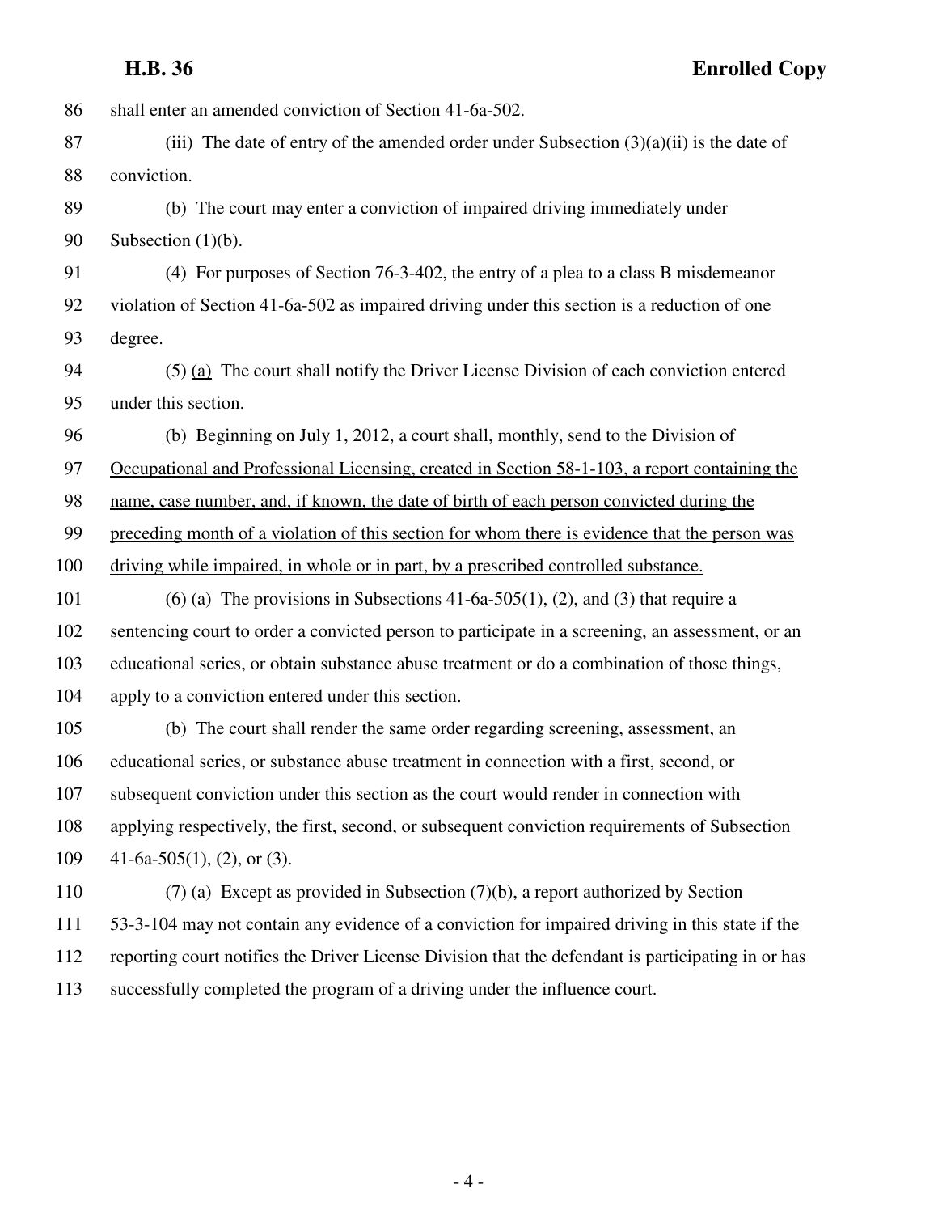shall enter an amended conviction of Section 41-6a-502.

(iii) The date of entry of the amended order under Subsection (3)(a)(ii) is the date of conviction.

(b) The court may enter a conviction of impaired driving immediately under Subsection (1)(b).

(4) For purposes of Section 76-3-402, the entry of a plea to a class B misdemeanor violation of Section 41-6a-502 as impaired driving under this section is a reduction of one degree.

(5) (a) The court shall notify the Driver License Division of each conviction entered under this section.

(b) Beginning on July 1, 2012, a court shall, monthly, send to the Division of Occupational and Professional Licensing, created in Section 58-1-103, a report containing the name, case number, and, if known, the date of birth of each person convicted during the preceding month of a violation of this section for whom there is evidence that the person was driving while impaired, in whole or in part, by a prescribed controlled substance.

(6) (a) The provisions in Subsections 41-6a-505(1), (2), and (3) that require a sentencing court to order a convicted person to participate in a screening, an assessment, or an educational series, or obtain substance abuse treatment or do a combination of those things, apply to a conviction entered under this section.

(b) The court shall render the same order regarding screening, assessment, an educational series, or substance abuse treatment in connection with a first, second, or subsequent conviction under this section as the court would render in connection with applying respectively, the first, second, or subsequent conviction requirements of Subsection 41-6a-505(1), (2), or (3).

(7) (a) Except as provided in Subsection (7)(b), a report authorized by Section 53-3-104 may not contain any evidence of a conviction for impaired driving in this state if the reporting court notifies the Driver License Division that the defendant is participating in or has successfully completed the program of a driving under the influence court.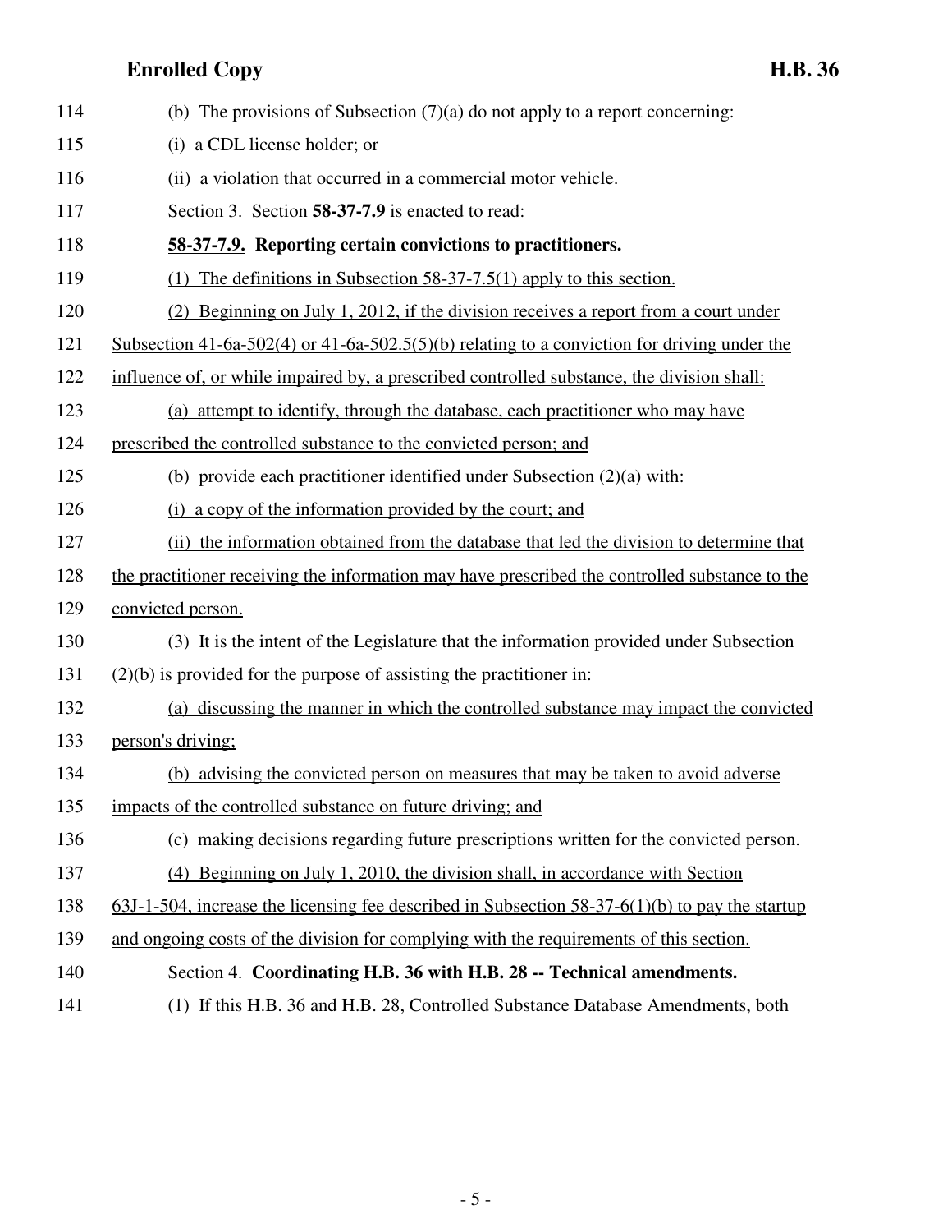(b) The provisions of Subsection (7)(a) do not apply to a report concerning:

(i) a CDL license holder; or

(ii) a violation that occurred in a commercial motor vehicle.

Section 3. Section **58-37-7.9** is enacted to read:

**58-37-7.9. Reporting certain convictions to practitioners.**

(1) The definitions in Subsection 58-37-7.5(1) apply to this section.

(2) Beginning on July 1, 2012, if the division receives a report from a court under Subsection 41-6a-502(4) or 41-6a-502.5(5)(b) relating to a conviction for driving under the influence of, or while impaired by, a prescribed controlled substance, the division shall:

(a) attempt to identify, through the database, each practitioner who may have prescribed the controlled substance to the convicted person; and

(b) provide each practitioner identified under Subsection (2)(a) with:

(i) a copy of the information provided by the court; and

(ii) the information obtained from the database that led the division to determine that the practitioner receiving the information may have prescribed the controlled substance to the convicted person.

(3) It is the intent of the Legislature that the information provided under Subsection (2)(b) is provided for the purpose of assisting the practitioner in:

(a) discussing the manner in which the controlled substance may impact the convicted person's driving;

(b) advising the convicted person on measures that may be taken to avoid adverse impacts of the controlled substance on future driving; and

(c) making decisions regarding future prescriptions written for the convicted person.

(4) Beginning on July 1, 2010, the division shall, in accordance with Section 63J-1-504, increase the licensing fee described in Subsection 58-37-6(1)(b) to pay the startup and ongoing costs of the division for complying with the requirements of this section.

Section 4. **Coordinating H.B. 36 with H.B. 28 -- Technical amendments.**

(1) If this H.B. 36 and H.B. 28, Controlled Substance Database Amendments, both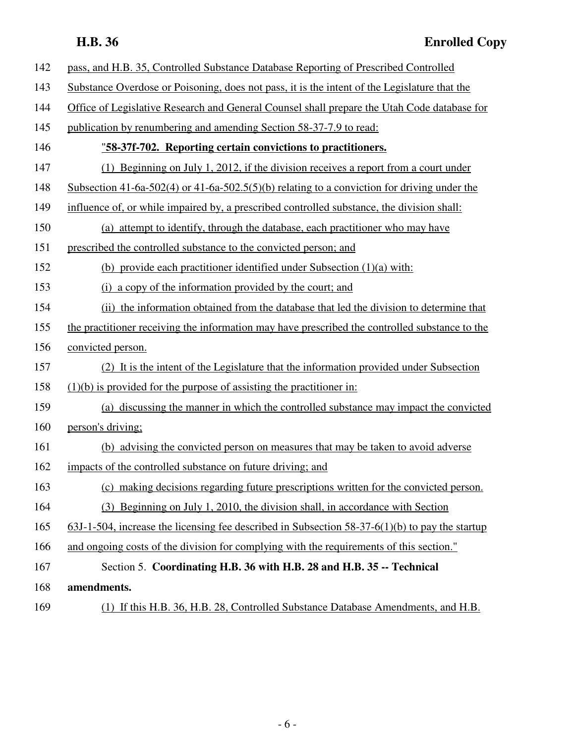pass, and H.B. 35, Controlled Substance Database Reporting of Prescribed Controlled Substance Overdose or Poisoning, does not pass, it is the intent of the Legislature that the Office of Legislative Research and General Counsel shall prepare the Utah Code database for publication by renumbering and amending Section 58-37-7.9 to read:

"**58-37f-702. Reporting certain convictions to practitioners.**

(1) Beginning on July 1, 2012, if the division receives a report from a court under Subsection 41-6a-502(4) or 41-6a-502.5(5)(b) relating to a conviction for driving under the influence of, or while impaired by, a prescribed controlled substance, the division shall:

(a) attempt to identify, through the database, each practitioner who may have prescribed the controlled substance to the convicted person; and

(b) provide each practitioner identified under Subsection (1)(a) with:

(i) a copy of the information provided by the court; and

(ii) the information obtained from the database that led the division to determine that the practitioner receiving the information may have prescribed the controlled substance to the convicted person.

(2) It is the intent of the Legislature that the information provided under Subsection (1)(b) is provided for the purpose of assisting the practitioner in:

(a) discussing the manner in which the controlled substance may impact the convicted person's driving;

(b) advising the convicted person on measures that may be taken to avoid adverse impacts of the controlled substance on future driving; and

(c) making decisions regarding future prescriptions written for the convicted person.

(3) Beginning on July 1, 2010, the division shall, in accordance with Section 63J-1-504, increase the licensing fee described in Subsection 58-37-6(1)(b) to pay the startup and ongoing costs of the division for complying with the requirements of this section."

Section 5. **Coordinating H.B. 36 with H.B. 28 and H.B. 35 -- Technical amendments.**

(1) If this H.B. 36, H.B. 28, Controlled Substance Database Amendments, and H.B.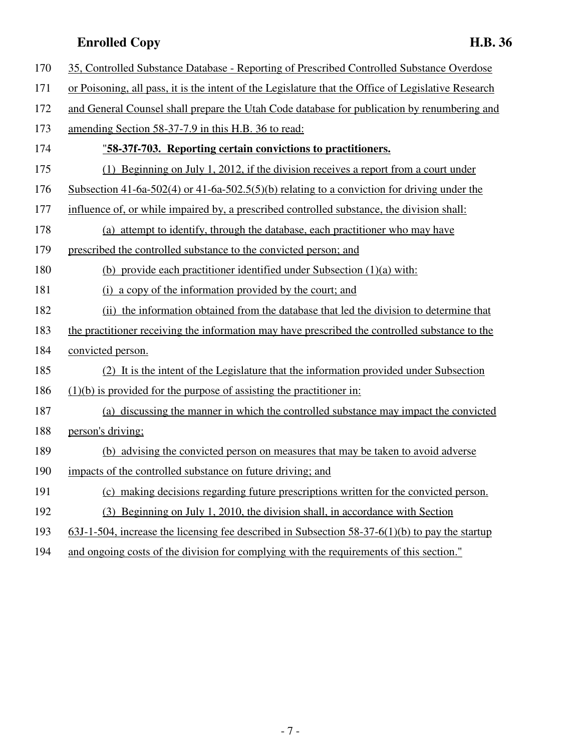35, Controlled Substance Database - Reporting of Prescribed Controlled Substance Overdose or Poisoning, all pass, it is the intent of the Legislature that the Office of Legislative Research and General Counsel shall prepare the Utah Code database for publication by renumbering and amending Section 58-37-7.9 in this H.B. 36 to read:

"**58-37f-703. Reporting certain convictions to practitioners.**

(1) Beginning on July 1, 2012, if the division receives a report from a court under Subsection 41-6a-502(4) or 41-6a-502.5(5)(b) relating to a conviction for driving under the influence of, or while impaired by, a prescribed controlled substance, the division shall:

(a) attempt to identify, through the database, each practitioner who may have prescribed the controlled substance to the convicted person; and

(b) provide each practitioner identified under Subsection (1)(a) with:

(i) a copy of the information provided by the court; and

(ii) the information obtained from the database that led the division to determine that the practitioner receiving the information may have prescribed the controlled substance to the convicted person.

(2) It is the intent of the Legislature that the information provided under Subsection (1)(b) is provided for the purpose of assisting the practitioner in:

(a) discussing the manner in which the controlled substance may impact the convicted person's driving;

(b) advising the convicted person on measures that may be taken to avoid adverse impacts of the controlled substance on future driving; and

(c) making decisions regarding future prescriptions written for the convicted person.

(3) Beginning on July 1, 2010, the division shall, in accordance with Section 63J-1-504, increase the licensing fee described in Subsection 58-37-6(1)(b) to pay the startup and ongoing costs of the division for complying with the requirements of this section."